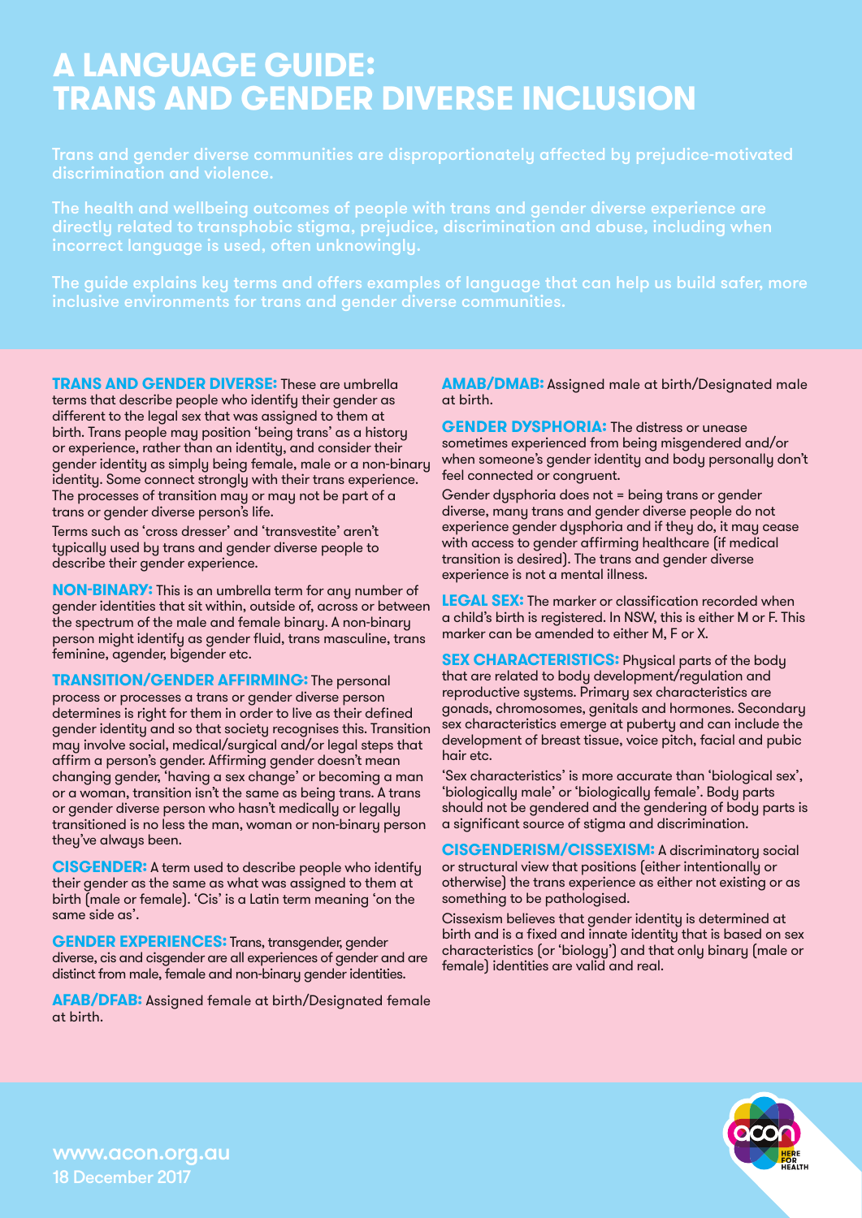# A LANGUAGE GUIDE: TRANS AND GENDER DIVERSE INCLUSION

Trans and gender diverse communities are disproportionately affected by prejudice-motivated discrimination and violence.

The health and wellbeing outcomes of people with trans and gender diverse experience are directly related to transphobic stigma, prejudice, discrimination and abuse, including when incorrect language is used, often unknowingly.

The guide explains key terms and offers examples of language that can help us build safer, more inclusive environments for trans and gender diverse communities.

**TRANS AND GENDER DIVERSE:** These are umbrella terms that describe people who identify their gender as different to the legal sex that was assigned to them at birth. Trans people may position 'being trans' as a history or experience, rather than an identity, and consider their gender identity as simply being female, male or a non-binary identity. Some connect strongly with their trans experience. The processes of transition may or may not be part of a trans or gender diverse person's life.

Terms such as 'cross dresser' and 'transvestite' aren't typically used by trans and gender diverse people to describe their gender experience.

**NON-BINARY:** This is an umbrella term for any number of gender identities that sit within, outside of, across or between the spectrum of the male and female binary. A non-binary person might identify as gender fluid, trans masculine, trans feminine, agender, bigender etc.

**TRANSITION/GENDER AFFIRMING:** The personal process or processes a trans or gender diverse person determines is right for them in order to live as their defined gender identity and so that society recognises this. Transition may involve social, medical/surgical and/or legal steps that affirm a person's gender. Affirming gender doesn't mean changing gender, 'having a sex change' or becoming a man or a woman, transition isn't the same as being trans. A trans or gender diverse person who hasn't medically or legally transitioned is no less the man, woman or non-binary person they've always been.

**CISGENDER:** A term used to describe people who identify their gender as the same as what was assigned to them at birth (male or female). 'Cis' is a Latin term meaning 'on the same side as'.

**GENDER EXPERIENCES:** Trans, transgender, gender diverse, cis and cisgender are all experiences of gender and are distinct from male, female and non-binary gender identities.

**AFAB/DFAB:** Assigned female at birth/Designated female at birth.

**AMAB/DMAB:** Assigned male at birth/Designated male at birth.

**GENDER DYSPHORIA:** The distress or unease sometimes experienced from being misgendered and/or when someone's gender identity and body personally don't feel connected or congruent.

Gender dysphoria does not = being trans or gender diverse, many trans and gender diverse people do not experience gender dysphoria and if they do, it may cease with access to gender affirming healthcare (if medical transition is desired). The trans and gender diverse experience is not a mental illness.

**LEGAL SEX:** The marker or classification recorded when a child's birth is registered. In NSW, this is either M or F. This marker can be amended to either M, F or X.

**SEX CHARACTERISTICS:** Physical parts of the body that are related to body development/regulation and reproductive systems. Primary sex characteristics are gonads, chromosomes, genitals and hormones. Secondary sex characteristics emerge at puberty and can include the development of breast tissue, voice pitch, facial and pubic hair etc.

'Sex characteristics' is more accurate than 'biological sex', 'biologically male' or 'biologically female'. Body parts should not be gendered and the gendering of body parts is a significant source of stigma and discrimination.

**CISGENDERISM/CISSEXISM:** A discriminatory social or structural view that positions (either intentionally or otherwise) the trans experience as either not existing or as something to be pathologised.

Cissexism believes that gender identity is determined at birth and is a fixed and innate identity that is based on sex characteristics (or 'biology') and that only binary (male or female) identities are valid and real.

www.acon.org.au
18 December 2017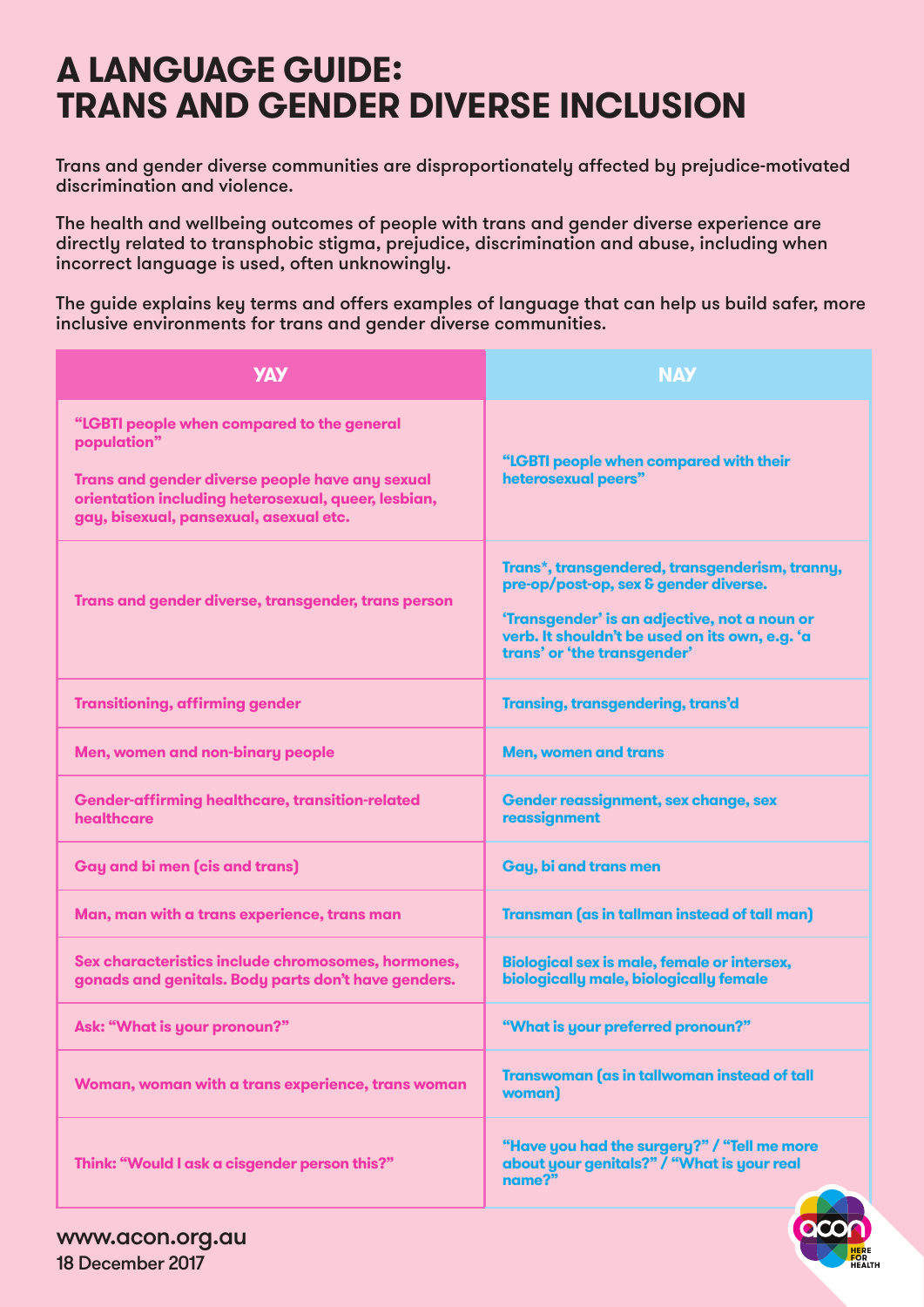# A LANGUAGE GUIDE: TRANS AND GENDER DIVERSE INCLUSION

Trans and gender diverse communities are disproportionately affected by prejudice-motivated discrimination and violence.

The health and wellbeing outcomes of people with trans and gender diverse experience are directly related to transphobic stigma, prejudice, discrimination and abuse, including when incorrect language is used, often unknowingly.

The guide explains key terms and offers examples of language that can help us build safer, more inclusive environments for trans and gender diverse communities.

| YAY | NAY |
|---|---|
| "LGBTI people when compared to the general population"<br><br>Trans and gender diverse people have any sexual orientation including heterosexual, queer, lesbian, gay, bisexual, pansexual, asexual etc. | "LGBTI people when compared with their heterosexual peers" |
| Trans and gender diverse, transgender, trans person | Trans*, transgendered, transgenderism, tranny, pre-op/post-op, sex & gender diverse.<br><br>'Transgender' is an adjective, not a noun or verb. It shouldn't be used on its own, e.g. 'a trans' or 'the transgender' |
| Transitioning, affirming gender | Transing, transgendering, trans'd |
| Men, women and non-binary people | Men, women and trans |
| Gender-affirming healthcare, transition-related healthcare | Gender reassignment, sex change, sex reassignment |
| Gay and bi men (cis and trans) | Gay, bi and trans men |
| Man, man with a trans experience, trans man | Transman (as in tallman instead of tall man) |
| Sex characteristics include chromosomes, hormones, gonads and genitals. Body parts don't have genders. | Biological sex is male, female or intersex, biologically male, biologically female |
| Ask: "What is your pronoun?" | "What is your preferred pronoun?" |
| Woman, woman with a trans experience, trans woman | Transwoman (as in tallwoman instead of tall woman) |
| Think: "Would I ask a cisgender person this?" | "Have you had the surgery?" / "Tell me more about your genitals?" / "What is your real name?" |

www.acon.org.au
18 December 2017